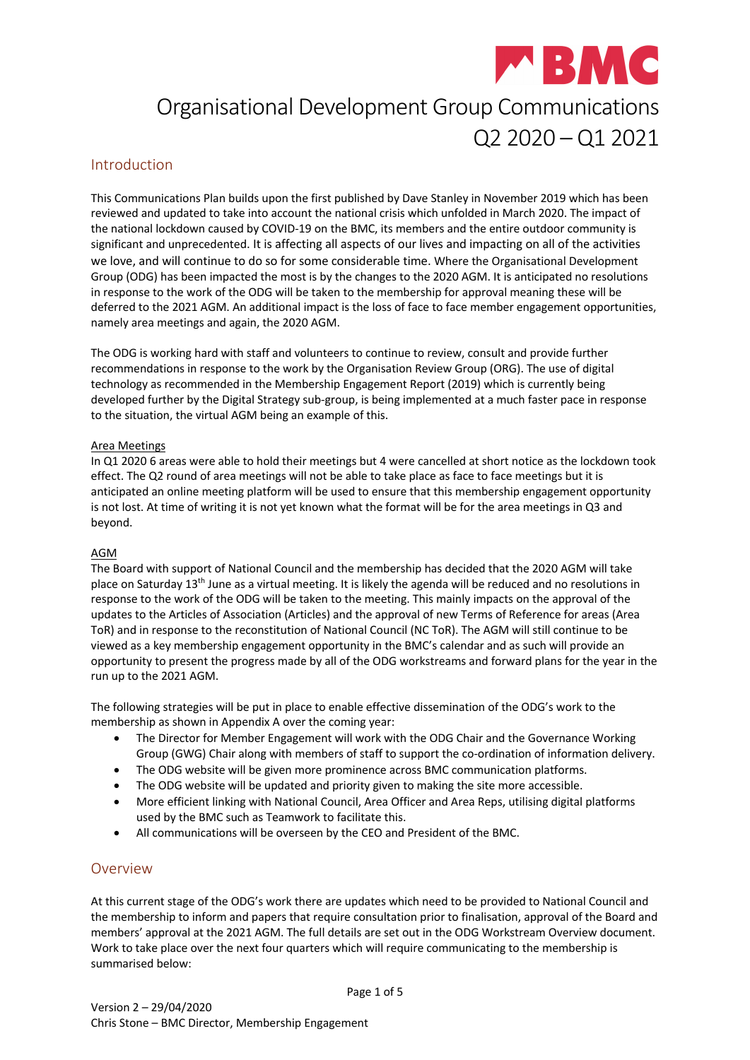# Organisational Development Group Communications Q2 2020 – Q1 2021

## Introduction

This Communications Plan builds upon the first published by Dave Stanley in November 2019 which has been reviewed and updated to take into account the national crisis which unfolded in March 2020. The impact of the national lockdown caused by COVID-19 on the BMC, its members and the entire outdoor community is significant and unprecedented. It is affecting all aspects of our lives and impacting on all of the activities we love, and will continue to do so for some considerable time. Where the Organisational Development Group (ODG) has been impacted the most is by the changes to the 2020 AGM. It is anticipated no resolutions in response to the work of the ODG will be taken to the membership for approval meaning these will be deferred to the 2021 AGM. An additional impact is the loss of face to face member engagement opportunities, namely area meetings and again, the 2020 AGM.

The ODG is working hard with staff and volunteers to continue to review, consult and provide further recommendations in response to the work by the Organisation Review Group (ORG). The use of digital technology as recommended in the Membership Engagement Report (2019) which is currently being developed further by the Digital Strategy sub-group, is being implemented at a much faster pace in response to the situation, the virtual AGM being an example of this.

<u>Area Meetings</u>
In Q1 2020 6 areas were able to hold their meetings but 4 were cancelled at short notice as the lockdown took effect. The Q2 round of area meetings will not be able to take place as face to face meetings but it is anticipated an online meeting platform will be used to ensure that this membership engagement opportunity is not lost. At time of writing it is not yet known what the format will be for the area meetings in Q3 and beyond.

<u>AGM</u>
The Board with support of National Council and the membership has decided that the 2020 AGM will take place on Saturday 13th June as a virtual meeting. It is likely the agenda will be reduced and no resolutions in response to the work of the ODG will be taken to the meeting. This mainly impacts on the approval of the updates to the Articles of Association (Articles) and the approval of new Terms of Reference for areas (Area ToR) and in response to the reconstitution of National Council (NC ToR). The AGM will still continue to be viewed as a key membership engagement opportunity in the BMC's calendar and as such will provide an opportunity to present the progress made by all of the ODG workstreams and forward plans for the year in the run up to the 2021 AGM.

The following strategies will be put in place to enable effective dissemination of the ODG's work to the membership as shown in Appendix A over the coming year:

- The Director for Member Engagement will work with the ODG Chair and the Governance Working Group (GWG) Chair along with members of staff to support the co-ordination of information delivery.
- The ODG website will be given more prominence across BMC communication platforms.
- The ODG website will be updated and priority given to making the site more accessible.
- More efficient linking with National Council, Area Officer and Area Reps, utilising digital platforms used by the BMC such as Teamwork to facilitate this.
- All communications will be overseen by the CEO and President of the BMC.

## Overview

At this current stage of the ODG's work there are updates which need to be provided to National Council and the membership to inform and papers that require consultation prior to finalisation, approval of the Board and members' approval at the 2021 AGM. The full details are set out in the ODG Workstream Overview document. Work to take place over the next four quarters which will require communicating to the membership is summarised below:

Version 2 – 29/04/2020
Chris Stone – BMC Director, Membership Engagement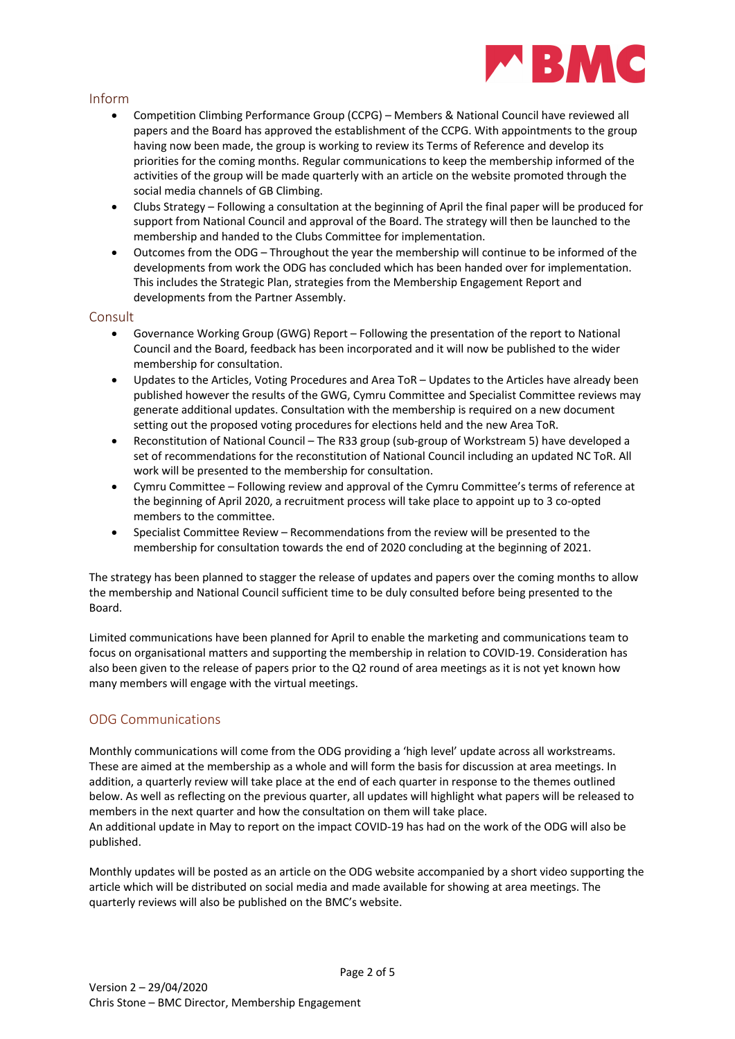## Inform

- Competition Climbing Performance Group (CCPG) – Members & National Council have reviewed all papers and the Board has approved the establishment of the CCPG. With appointments to the group having now been made, the group is working to review its Terms of Reference and develop its priorities for the coming months. Regular communications to keep the membership informed of the activities of the group will be made quarterly with an article on the website promoted through the social media channels of GB Climbing.
- Clubs Strategy – Following a consultation at the beginning of April the final paper will be produced for support from National Council and approval of the Board. The strategy will then be launched to the membership and handed to the Clubs Committee for implementation.
- Outcomes from the ODG – Throughout the year the membership will continue to be informed of the developments from work the ODG has concluded which has been handed over for implementation. This includes the Strategic Plan, strategies from the Membership Engagement Report and developments from the Partner Assembly.

## Consult

- Governance Working Group (GWG) Report – Following the presentation of the report to National Council and the Board, feedback has been incorporated and it will now be published to the wider membership for consultation.
- Updates to the Articles, Voting Procedures and Area ToR – Updates to the Articles have already been published however the results of the GWG, Cymru Committee and Specialist Committee reviews may generate additional updates. Consultation with the membership is required on a new document setting out the proposed voting procedures for elections held and the new Area ToR.
- Reconstitution of National Council – The R33 group (sub-group of Workstream 5) have developed a set of recommendations for the reconstitution of National Council including an updated NC ToR. All work will be presented to the membership for consultation.
- Cymru Committee – Following review and approval of the Cymru Committee's terms of reference at the beginning of April 2020, a recruitment process will take place to appoint up to 3 co-opted members to the committee.
- Specialist Committee Review – Recommendations from the review will be presented to the membership for consultation towards the end of 2020 concluding at the beginning of 2021.

The strategy has been planned to stagger the release of updates and papers over the coming months to allow the membership and National Council sufficient time to be duly consulted before being presented to the Board.

Limited communications have been planned for April to enable the marketing and communications team to focus on organisational matters and supporting the membership in relation to COVID-19. Consideration has also been given to the release of papers prior to the Q2 round of area meetings as it is not yet known how many members will engage with the virtual meetings.

## ODG Communications

Monthly communications will come from the ODG providing a 'high level' update across all workstreams. These are aimed at the membership as a whole and will form the basis for discussion at area meetings. In addition, a quarterly review will take place at the end of each quarter in response to the themes outlined below. As well as reflecting on the previous quarter, all updates will highlight what papers will be released to members in the next quarter and how the consultation on them will take place.
An additional update in May to report on the impact COVID-19 has had on the work of the ODG will also be published.

Monthly updates will be posted as an article on the ODG website accompanied by a short video supporting the article which will be distributed on social media and made available for showing at area meetings. The quarterly reviews will also be published on the BMC's website.

Version 2 – 29/04/2020
Chris Stone – BMC Director, Membership Engagement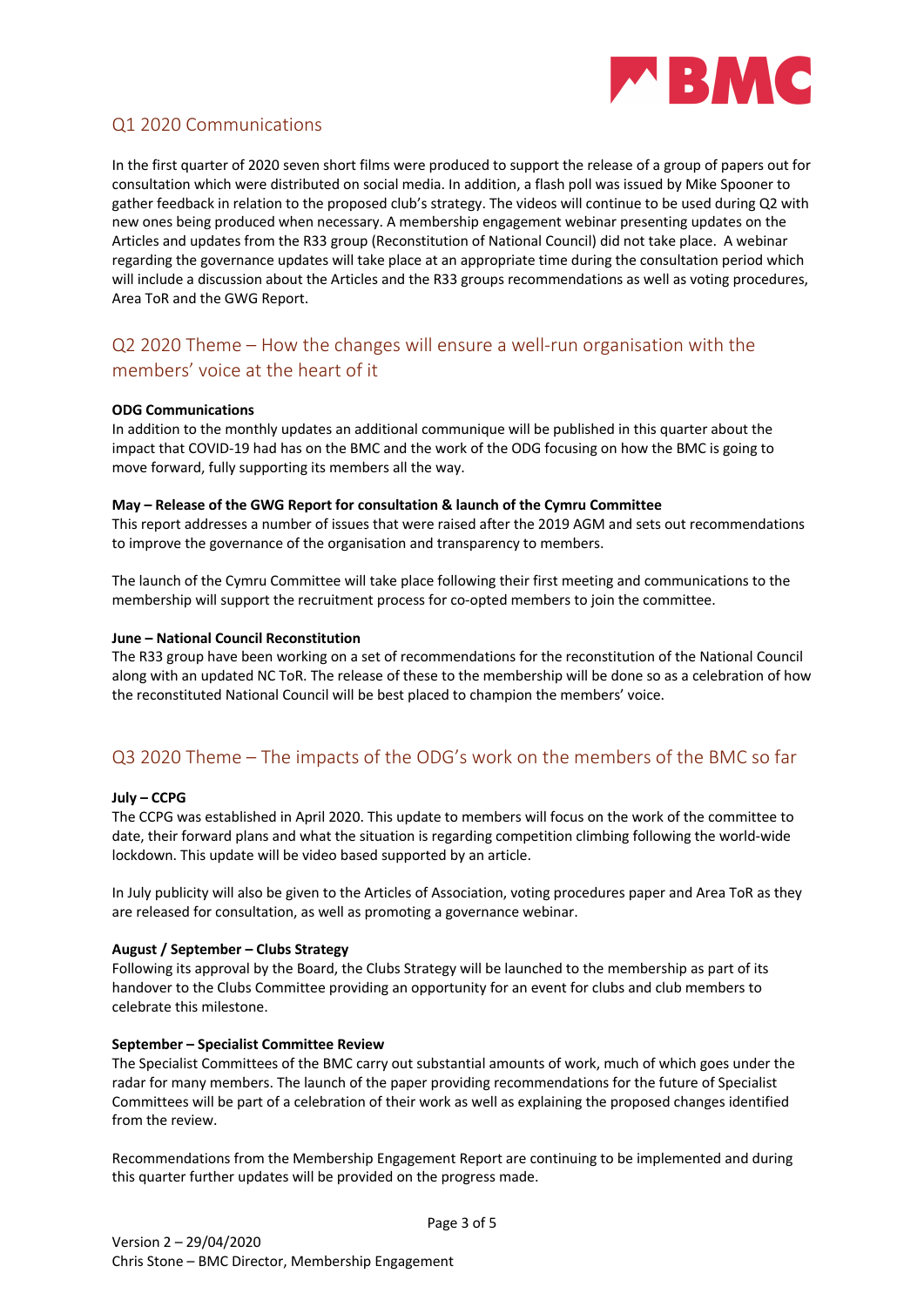## Q1 2020 Communications

In the first quarter of 2020 seven short films were produced to support the release of a group of papers out for consultation which were distributed on social media. In addition, a flash poll was issued by Mike Spooner to gather feedback in relation to the proposed club's strategy. The videos will continue to be used during Q2 with new ones being produced when necessary. A membership engagement webinar presenting updates on the Articles and updates from the R33 group (Reconstitution of National Council) did not take place. A webinar regarding the governance updates will take place at an appropriate time during the consultation period which will include a discussion about the Articles and the R33 groups recommendations as well as voting procedures, Area ToR and the GWG Report.

## Q2 2020 Theme – How the changes will ensure a well-run organisation with the members' voice at the heart of it

**ODG Communications**

In addition to the monthly updates an additional communique will be published in this quarter about the impact that COVID-19 had has on the BMC and the work of the ODG focusing on how the BMC is going to move forward, fully supporting its members all the way.

**May – Release of the GWG Report for consultation & launch of the Cymru Committee**

This report addresses a number of issues that were raised after the 2019 AGM and sets out recommendations to improve the governance of the organisation and transparency to members.

The launch of the Cymru Committee will take place following their first meeting and communications to the membership will support the recruitment process for co-opted members to join the committee.

**June – National Council Reconstitution**

The R33 group have been working on a set of recommendations for the reconstitution of the National Council along with an updated NC ToR. The release of these to the membership will be done so as a celebration of how the reconstituted National Council will be best placed to champion the members' voice.

## Q3 2020 Theme – The impacts of the ODG's work on the members of the BMC so far

**July – CCPG**

The CCPG was established in April 2020. This update to members will focus on the work of the committee to date, their forward plans and what the situation is regarding competition climbing following the world-wide lockdown. This update will be video based supported by an article.

In July publicity will also be given to the Articles of Association, voting procedures paper and Area ToR as they are released for consultation, as well as promoting a governance webinar.

**August / September – Clubs Strategy**

Following its approval by the Board, the Clubs Strategy will be launched to the membership as part of its handover to the Clubs Committee providing an opportunity for an event for clubs and club members to celebrate this milestone.

**September – Specialist Committee Review**

The Specialist Committees of the BMC carry out substantial amounts of work, much of which goes under the radar for many members. The launch of the paper providing recommendations for the future of Specialist Committees will be part of a celebration of their work as well as explaining the proposed changes identified from the review.

Recommendations from the Membership Engagement Report are continuing to be implemented and during this quarter further updates will be provided on the progress made.

Version 2 – 29/04/2020
Chris Stone – BMC Director, Membership Engagement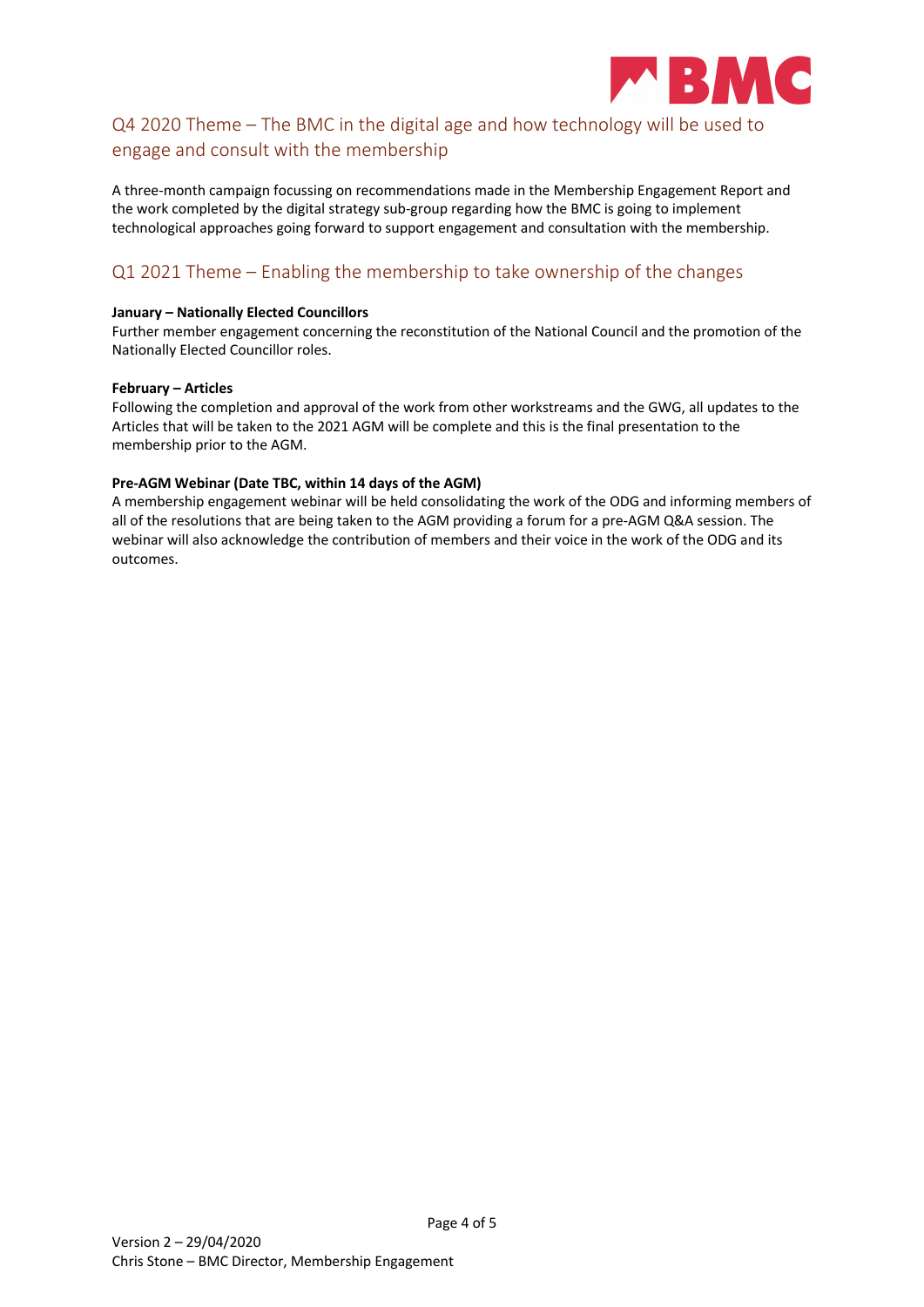## Q4 2020 Theme – The BMC in the digital age and how technology will be used to engage and consult with the membership

A three-month campaign focussing on recommendations made in the Membership Engagement Report and the work completed by the digital strategy sub-group regarding how the BMC is going to implement technological approaches going forward to support engagement and consultation with the membership.

## Q1 2021 Theme – Enabling the membership to take ownership of the changes

**January – Nationally Elected Councillors**
Further member engagement concerning the reconstitution of the National Council and the promotion of the Nationally Elected Councillor roles.

**February – Articles**
Following the completion and approval of the work from other workstreams and the GWG, all updates to the Articles that will be taken to the 2021 AGM will be complete and this is the final presentation to the membership prior to the AGM.

**Pre-AGM Webinar (Date TBC, within 14 days of the AGM)**
A membership engagement webinar will be held consolidating the work of the ODG and informing members of all of the resolutions that are being taken to the AGM providing a forum for a pre-AGM Q&A session. The webinar will also acknowledge the contribution of members and their voice in the work of the ODG and its outcomes.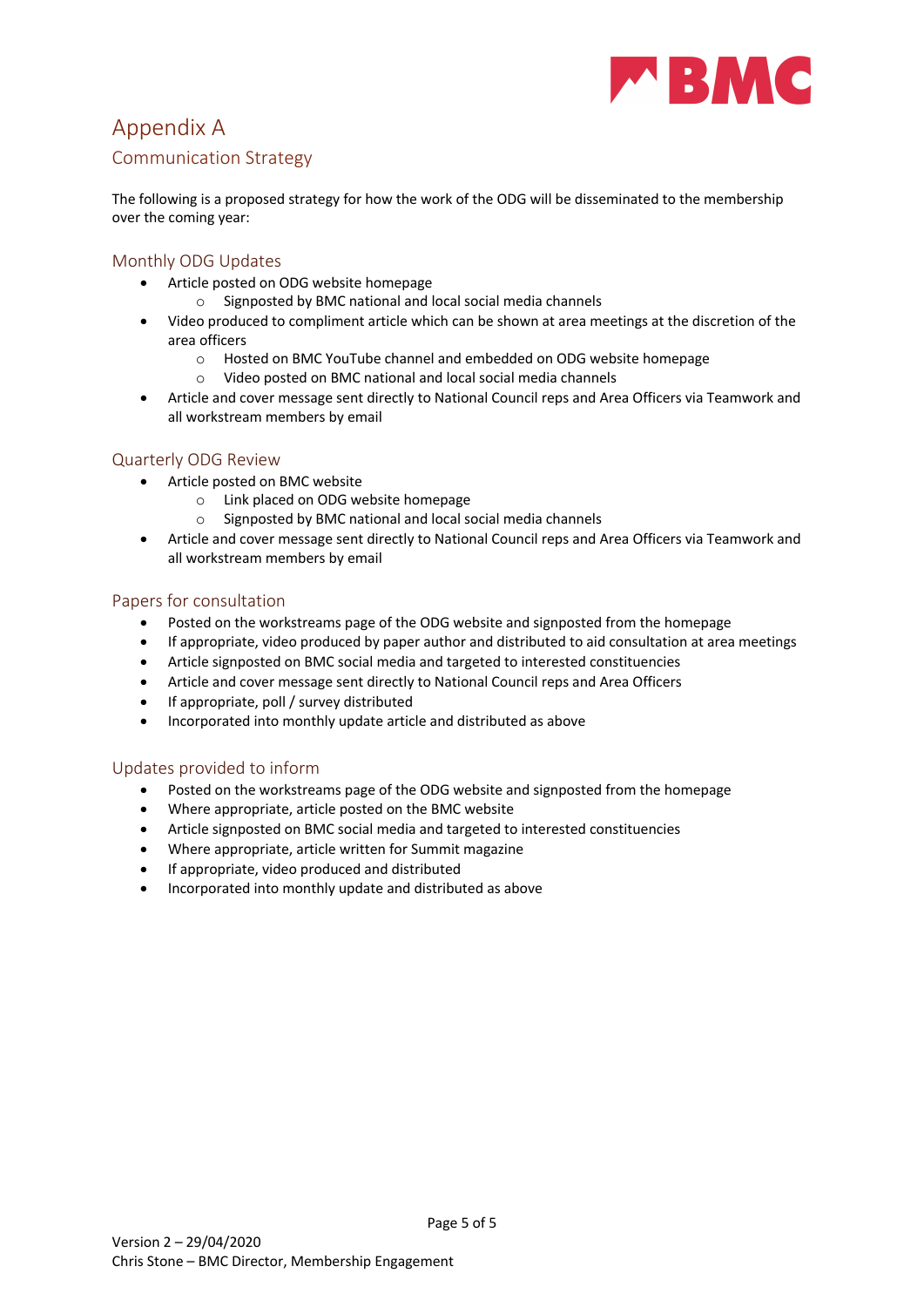# Appendix A

## Communication Strategy

The following is a proposed strategy for how the work of the ODG will be disseminated to the membership over the coming year:

### Monthly ODG Updates

- Article posted on ODG website homepage
  - Signposted by BMC national and local social media channels
- Video produced to compliment article which can be shown at area meetings at the discretion of the area officers
  - Hosted on BMC YouTube channel and embedded on ODG website homepage
  - Video posted on BMC national and local social media channels
- Article and cover message sent directly to National Council reps and Area Officers via Teamwork and all workstream members by email

### Quarterly ODG Review

- Article posted on BMC website
  - Link placed on ODG website homepage
  - Signposted by BMC national and local social media channels
- Article and cover message sent directly to National Council reps and Area Officers via Teamwork and all workstream members by email

### Papers for consultation

- Posted on the workstreams page of the ODG website and signposted from the homepage
- If appropriate, video produced by paper author and distributed to aid consultation at area meetings
- Article signposted on BMC social media and targeted to interested constituencies
- Article and cover message sent directly to National Council reps and Area Officers
- If appropriate, poll / survey distributed
- Incorporated into monthly update article and distributed as above

### Updates provided to inform

- Posted on the workstreams page of the ODG website and signposted from the homepage
- Where appropriate, article posted on the BMC website
- Article signposted on BMC social media and targeted to interested constituencies
- Where appropriate, article written for Summit magazine
- If appropriate, video produced and distributed
- Incorporated into monthly update and distributed as above

Version 2 – 29/04/2020
Chris Stone – BMC Director, Membership Engagement